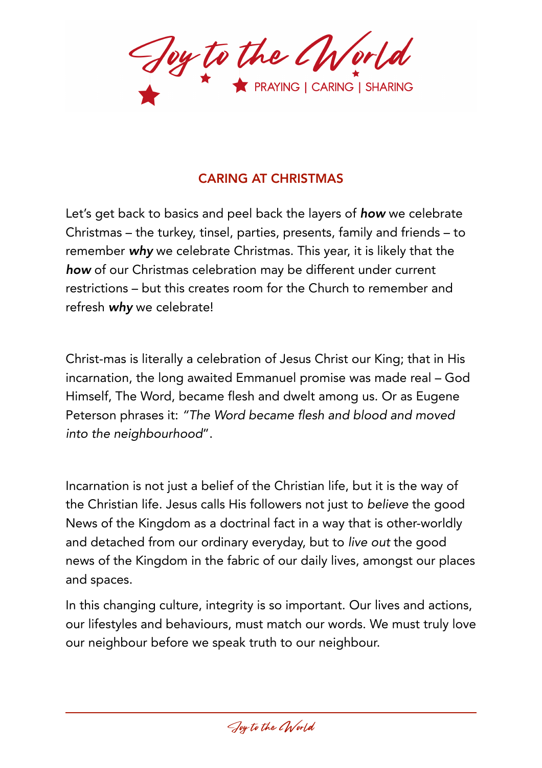# Joy to the World

PRAYING | CARING | SHARING

## CARING AT CHRISTMAS

Let's get back to basics and peel back the layers of ***how*** we celebrate Christmas – the turkey, tinsel, parties, presents, family and friends – to remember ***why*** we celebrate Christmas. This year, it is likely that the ***how*** of our Christmas celebration may be different under current restrictions – but this creates room for the Church to remember and refresh ***why*** we celebrate!

Christ-mas is literally a celebration of Jesus Christ our King; that in His incarnation, the long awaited Emmanuel promise was made real – God Himself, The Word, became flesh and dwelt among us. Or as Eugene Peterson phrases it: *"The Word became flesh and blood and moved into the neighbourhood*".

Incarnation is not just a belief of the Christian life, but it is the way of the Christian life. Jesus calls His followers not just to *believe* the good News of the Kingdom as a doctrinal fact in a way that is other-worldly and detached from our ordinary everyday, but to *live out* the good news of the Kingdom in the fabric of our daily lives, amongst our places and spaces.

In this changing culture, integrity is so important. Our lives and actions, our lifestyles and behaviours, must match our words. We must truly love our neighbour before we speak truth to our neighbour.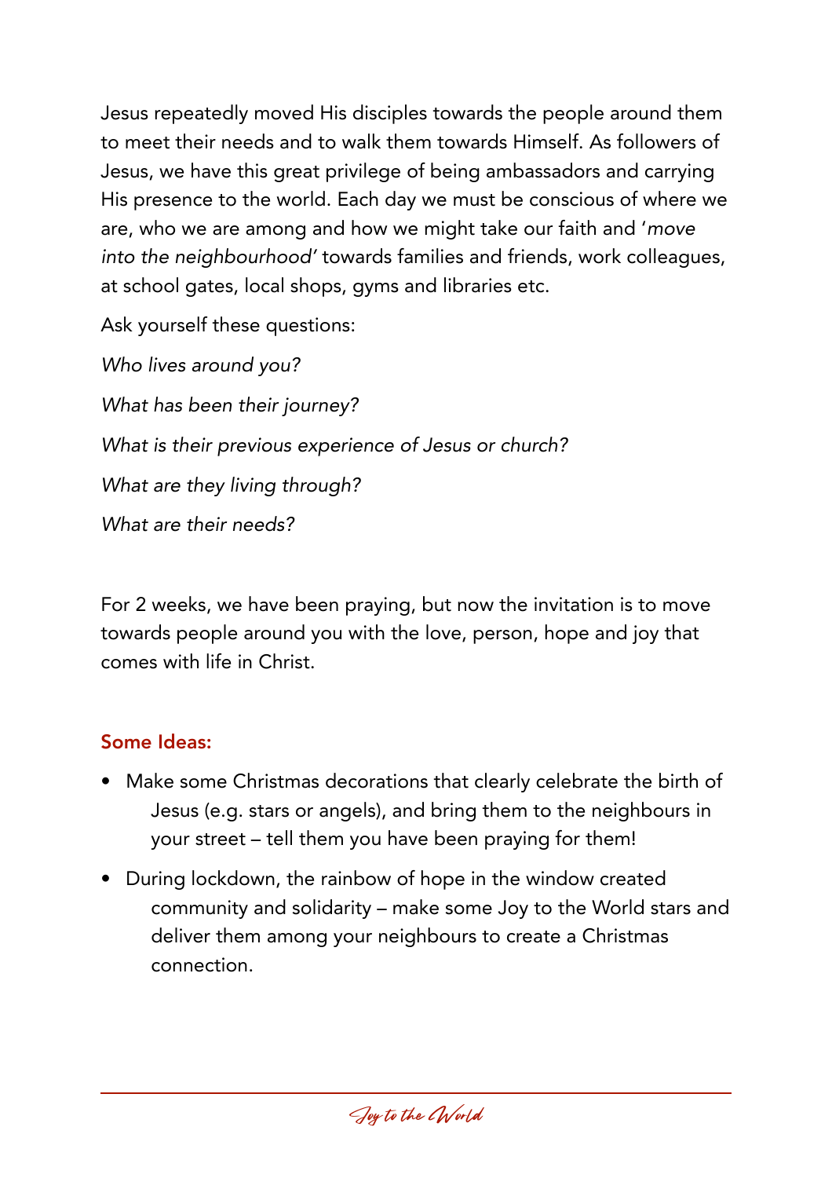Jesus repeatedly moved His disciples towards the people around them to meet their needs and to walk them towards Himself. As followers of Jesus, we have this great privilege of being ambassadors and carrying His presence to the world. Each day we must be conscious of where we are, who we are among and how we might take our faith and '*move into the neighbourhood*' towards families and friends, work colleagues, at school gates, local shops, gyms and libraries etc.

Ask yourself these questions:

*Who lives around you?*

*What has been their journey?*

*What is their previous experience of Jesus or church?*

*What are they living through?*

*What are their needs?*

For 2 weeks, we have been praying, but now the invitation is to move towards people around you with the love, person, hope and joy that comes with life in Christ.

## Some Ideas:

- Make some Christmas decorations that clearly celebrate the birth of Jesus (e.g. stars or angels), and bring them to the neighbours in your street – tell them you have been praying for them!
- During lockdown, the rainbow of hope in the window created community and solidarity – make some Joy to the World stars and deliver them among your neighbours to create a Christmas connection.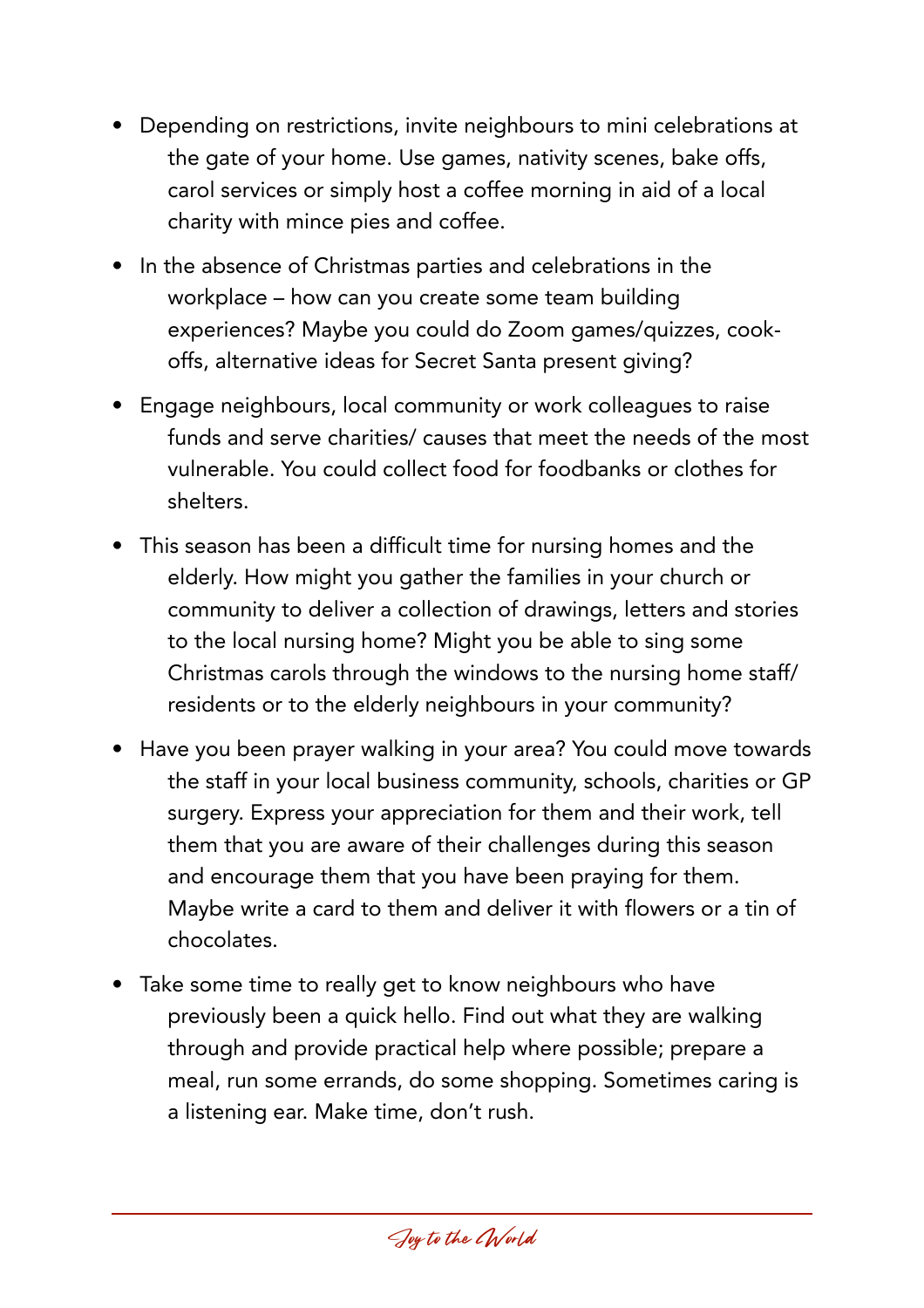- Depending on restrictions, invite neighbours to mini celebrations at the gate of your home. Use games, nativity scenes, bake offs, carol services or simply host a coffee morning in aid of a local charity with mince pies and coffee.

- In the absence of Christmas parties and celebrations in the workplace – how can you create some team building experiences? Maybe you could do Zoom games/quizzes, cook-offs, alternative ideas for Secret Santa present giving?

- Engage neighbours, local community or work colleagues to raise funds and serve charities/ causes that meet the needs of the most vulnerable. You could collect food for foodbanks or clothes for shelters.

- This season has been a difficult time for nursing homes and the elderly. How might you gather the families in your church or community to deliver a collection of drawings, letters and stories to the local nursing home? Might you be able to sing some Christmas carols through the windows to the nursing home staff/ residents or to the elderly neighbours in your community?

- Have you been prayer walking in your area? You could move towards the staff in your local business community, schools, charities or GP surgery. Express your appreciation for them and their work, tell them that you are aware of their challenges during this season and encourage them that you have been praying for them. Maybe write a card to them and deliver it with flowers or a tin of chocolates.

- Take some time to really get to know neighbours who have previously been a quick hello. Find out what they are walking through and provide practical help where possible; prepare a meal, run some errands, do some shopping. Sometimes caring is a listening ear. Make time, don't rush.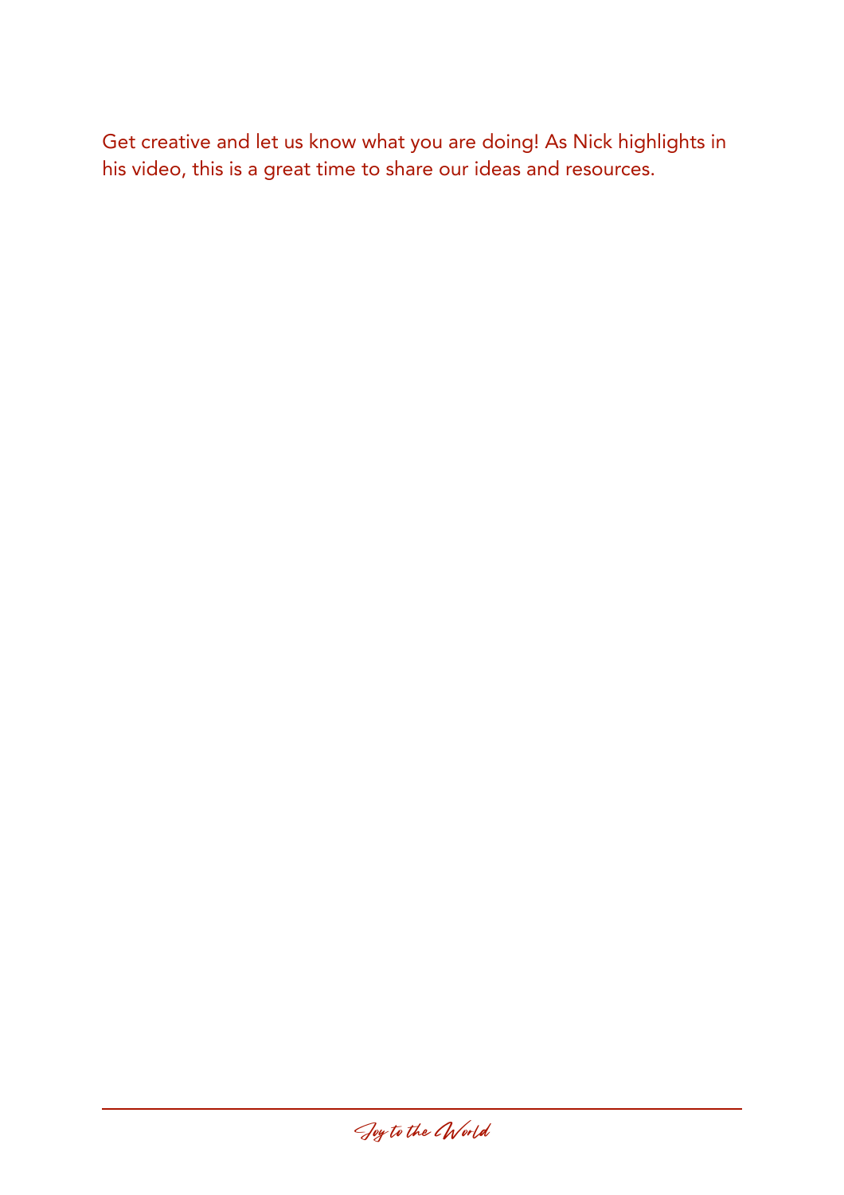Get creative and let us know what you are doing! As Nick highlights in his video, this is a great time to share our ideas and resources.